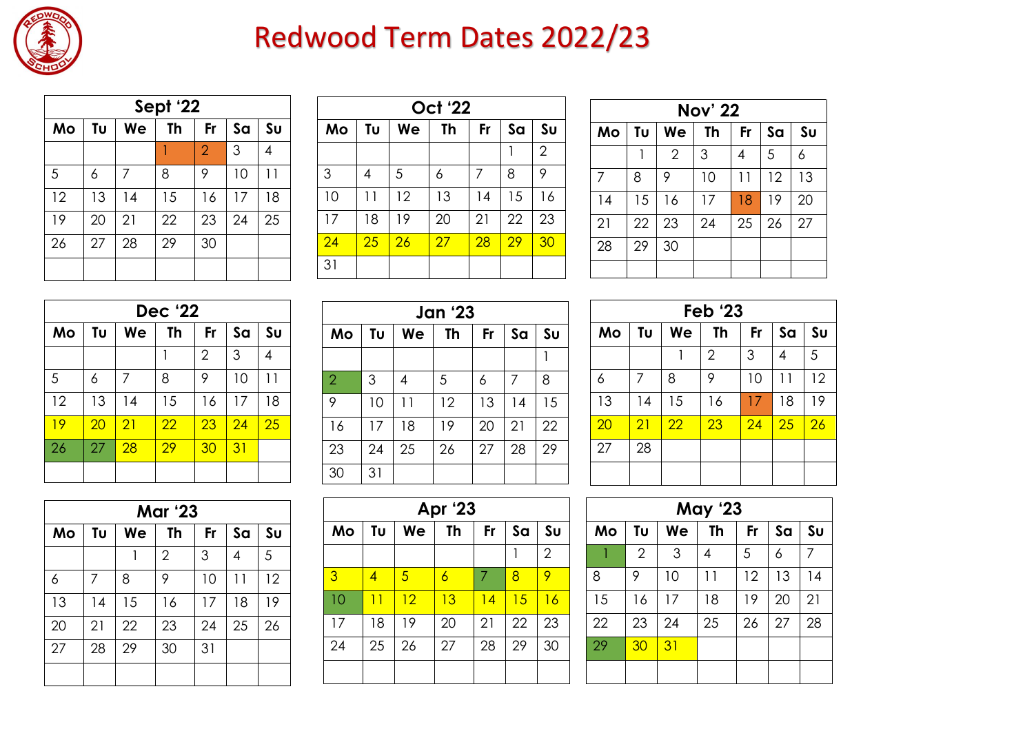# Redwood Term Dates 2022/23

| Sept '22 | | | | | | |
|---|---|---|---|---|---|---|
| Mo | Tu | We | Th | Fr | Sa | Su |
| | | | 1 | 2 | 3 | 4 |
| 5 | 6 | 7 | 8 | 9 | 10 | 11 |
| 12 | 13 | 14 | 15 | 16 | 17 | 18 |
| 19 | 20 | 21 | 22 | 23 | 24 | 25 |
| 26 | 27 | 28 | 29 | 30 | | |

| Oct '22 | | | | | | |
|---|---|---|---|---|---|---|
| Mo | Tu | We | Th | Fr | Sa | Su |
| | | | | | 1 | 2 |
| 3 | 4 | 5 | 6 | 7 | 8 | 9 |
| 10 | 11 | 12 | 13 | 14 | 15 | 16 |
| 17 | 18 | 19 | 20 | 21 | 22 | 23 |
| 24 | 25 | 26 | 27 | 28 | 29 | 30 |
| 31 | | | | | | |

| Nov' 22 | | | | | | |
|---|---|---|---|---|---|---|
| Mo | Tu | We | Th | Fr | Sa | Su |
| | 1 | 2 | 3 | 4 | 5 | 6 |
| 7 | 8 | 9 | 10 | 11 | 12 | 13 |
| 14 | 15 | 16 | 17 | 18 | 19 | 20 |
| 21 | 22 | 23 | 24 | 25 | 26 | 27 |
| 28 | 29 | 30 | | | | |

| Dec '22 | | | | | | |
|---|---|---|---|---|---|---|
| Mo | Tu | We | Th | Fr | Sa | Su |
| | | | 1 | 2 | 3 | 4 |
| 5 | 6 | 7 | 8 | 9 | 10 | 11 |
| 12 | 13 | 14 | 15 | 16 | 17 | 18 |
| 19 | 20 | 21 | 22 | 23 | 24 | 25 |
| 26 | 27 | 28 | 29 | 30 | 31 | |

| Jan '23 | | | | | | |
|---|---|---|---|---|---|---|
| Mo | Tu | We | Th | Fr | Sa | Su |
| | | | | | | 1 |
| 2 | 3 | 4 | 5 | 6 | 7 | 8 |
| 9 | 10 | 11 | 12 | 13 | 14 | 15 |
| 16 | 17 | 18 | 19 | 20 | 21 | 22 |
| 23 | 24 | 25 | 26 | 27 | 28 | 29 |
| 30 | 31 | | | | | |

| Feb '23 | | | | | | |
|---|---|---|---|---|---|---|
| Mo | Tu | We | Th | Fr | Sa | Su |
| | | 1 | 2 | 3 | 4 | 5 |
| 6 | 7 | 8 | 9 | 10 | 11 | 12 |
| 13 | 14 | 15 | 16 | 17 | 18 | 19 |
| 20 | 21 | 22 | 23 | 24 | 25 | 26 |
| 27 | 28 | | | | | |

| Mar '23 | | | | | | |
|---|---|---|---|---|---|---|
| Mo | Tu | We | Th | Fr | Sa | Su |
| | | 1 | 2 | 3 | 4 | 5 |
| 6 | 7 | 8 | 9 | 10 | 11 | 12 |
| 13 | 14 | 15 | 16 | 17 | 18 | 19 |
| 20 | 21 | 22 | 23 | 24 | 25 | 26 |
| 27 | 28 | 29 | 30 | 31 | | |

| Apr '23 | | | | | | |
|---|---|---|---|---|---|---|
| Mo | Tu | We | Th | Fr | Sa | Su |
| | | | | | 1 | 2 |
| 3 | 4 | 5 | 6 | 7 | 8 | 9 |
| 10 | 11 | 12 | 13 | 14 | 15 | 16 |
| 17 | 18 | 19 | 20 | 21 | 22 | 23 |
| 24 | 25 | 26 | 27 | 28 | 29 | 30 |

| May '23 | | | | | | |
|---|---|---|---|---|---|---|
| Mo | Tu | We | Th | Fr | Sa | Su |
| 1 | 2 | 3 | 4 | 5 | 6 | 7 |
| 8 | 9 | 10 | 11 | 12 | 13 | 14 |
| 15 | 16 | 17 | 18 | 19 | 20 | 21 |
| 22 | 23 | 24 | 25 | 26 | 27 | 28 |
| 29 | 30 | 31 | | | | |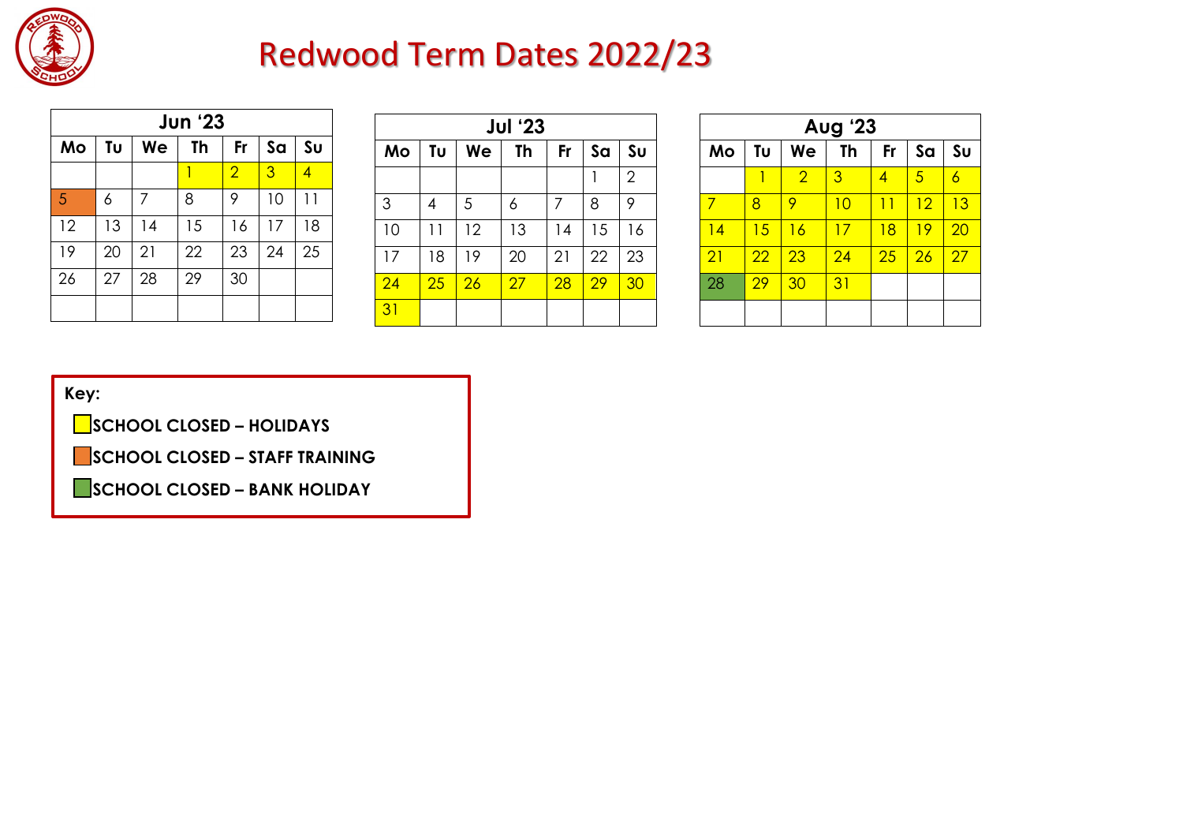# Redwood Term Dates 2022/23

| Jun '23 | | | | | | |
|---|---|---|---|---|---|---|
| Mo | Tu | We | Th | Fr | Sa | Su |
| | | | 1 | 2 | 3 | 4 |
| 5 | 6 | 7 | 8 | 9 | 10 | 11 |
| 12 | 13 | 14 | 15 | 16 | 17 | 18 |
| 19 | 20 | 21 | 22 | 23 | 24 | 25 |
| 26 | 27 | 28 | 29 | 30 | | |

| Jul '23 | | | | | | |
|---|---|---|---|---|---|---|
| Mo | Tu | We | Th | Fr | Sa | Su |
| | | | | | 1 | 2 |
| 3 | 4 | 5 | 6 | 7 | 8 | 9 |
| 10 | 11 | 12 | 13 | 14 | 15 | 16 |
| 17 | 18 | 19 | 20 | 21 | 22 | 23 |
| 24 | 25 | 26 | 27 | 28 | 29 | 30 |
| 31 | | | | | | |

| Aug '23 | | | | | | |
|---|---|---|---|---|---|---|
| Mo | Tu | We | Th | Fr | Sa | Su |
| | 1 | 2 | 3 | 4 | 5 | 6 |
| 7 | 8 | 9 | 10 | 11 | 12 | 13 |
| 14 | 15 | 16 | 17 | 18 | 19 | 20 |
| 21 | 22 | 23 | 24 | 25 | 26 | 27 |
| 28 | 29 | 30 | 31 | | | |

**Key:**

- SCHOOL CLOSED – HOLIDAYS
- SCHOOL CLOSED – STAFF TRAINING
- SCHOOL CLOSED – BANK HOLIDAY